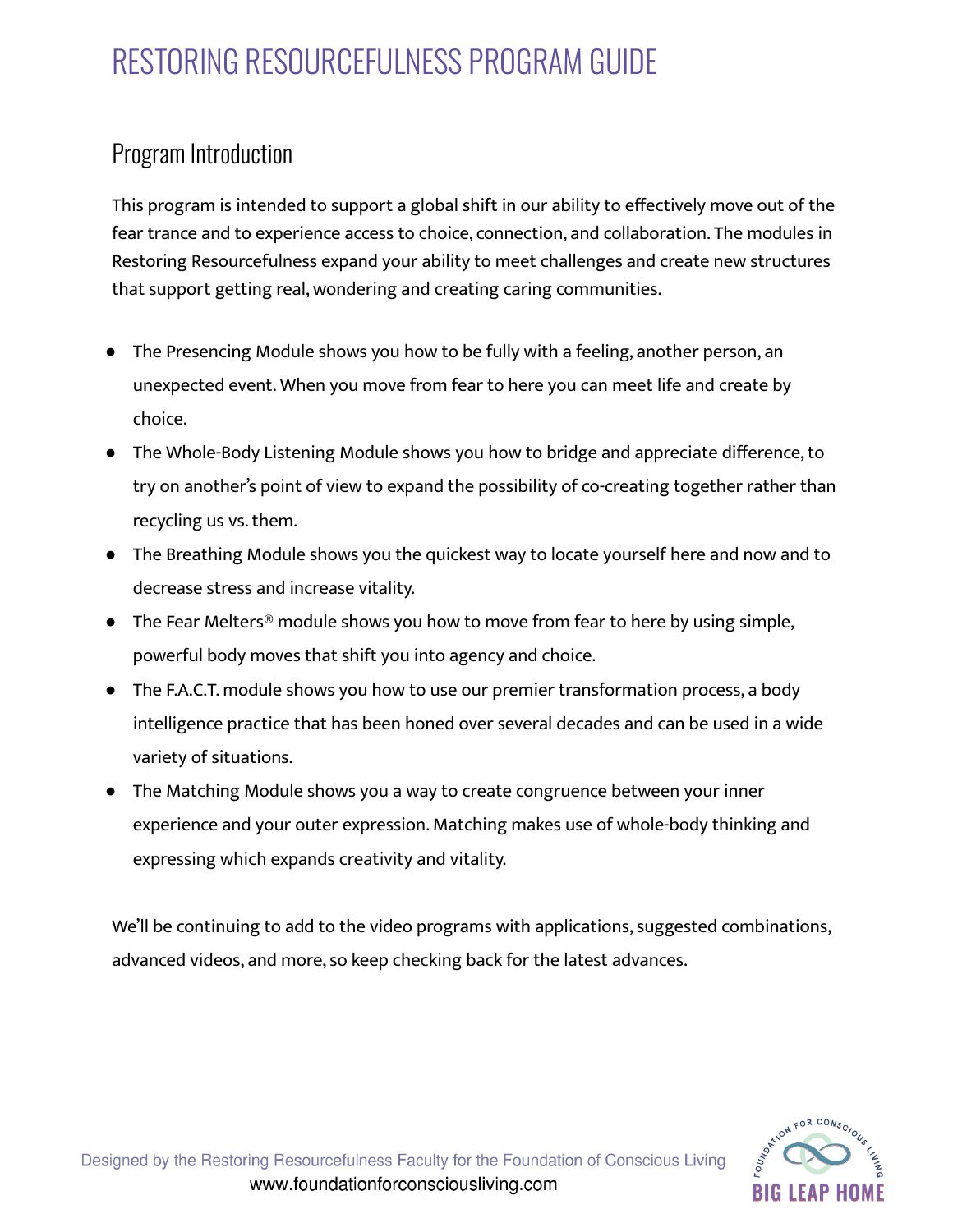# RESTORING RESOURCEFULNESS PROGRAM GUIDE

## Program Introduction

This program is intended to support a global shift in our ability to effectively move out of the fear trance and to experience access to choice, connection, and collaboration. The modules in Restoring Resourcefulness expand your ability to meet challenges and create new structures that support getting real, wondering and creating caring communities.

- The Presencing Module shows you how to be fully with a feeling, another person, an unexpected event. When you move from fear to here you can meet life and create by choice.
- The Whole-Body Listening Module shows you how to bridge and appreciate difference, to try on another's point of view to expand the possibility of co-creating together rather than recycling us vs. them.
- The Breathing Module shows you the quickest way to locate yourself here and now and to decrease stress and increase vitality.
- The Fear Melters® module shows you how to move from fear to here by using simple, powerful body moves that shift you into agency and choice.
- The F.A.C.T. module shows you how to use our premier transformation process, a body intelligence practice that has been honed over several decades and can be used in a wide variety of situations.
- The Matching Module shows you a way to create congruence between your inner experience and your outer expression. Matching makes use of whole-body thinking and expressing which expands creativity and vitality.

We'll be continuing to add to the video programs with applications, suggested combinations, advanced videos, and more, so keep checking back for the latest advances.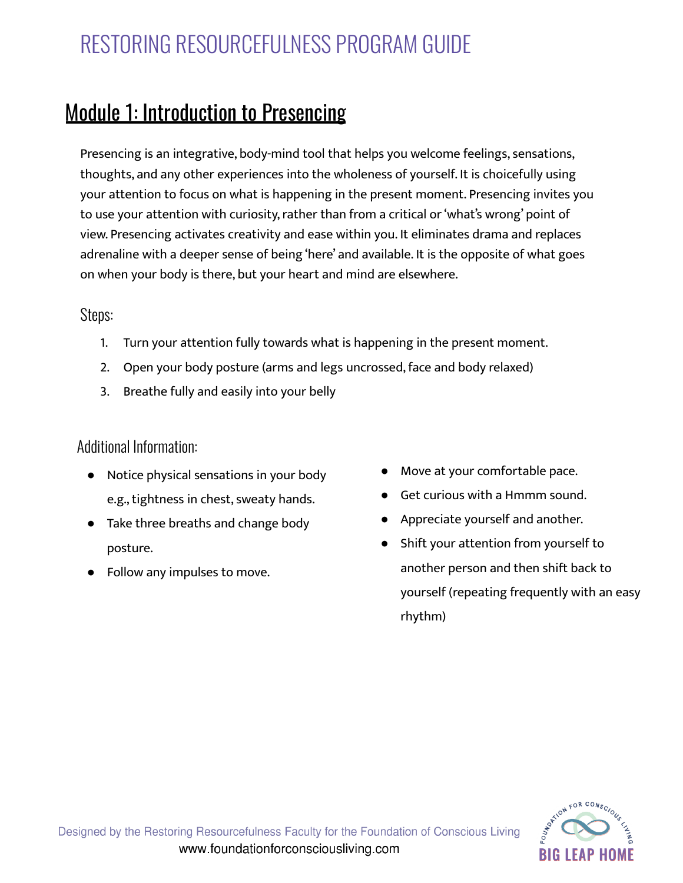# RESTORING RESOURCEFULNESS PROGRAM GUIDE

## Module 1: Introduction to Presencing

Presencing is an integrative, body-mind tool that helps you welcome feelings, sensations, thoughts, and any other experiences into the wholeness of yourself. It is choicefully using your attention to focus on what is happening in the present moment. Presencing invites you to use your attention with curiosity, rather than from a critical or 'what's wrong' point of view. Presencing activates creativity and ease within you. It eliminates drama and replaces adrenaline with a deeper sense of being 'here' and available. It is the opposite of what goes on when your body is there, but your heart and mind are elsewhere.

### Steps:

1. Turn your attention fully towards what is happening in the present moment.
2. Open your body posture (arms and legs uncrossed, face and body relaxed)
3. Breathe fully and easily into your belly

### Additional Information:

- Notice physical sensations in your body e.g., tightness in chest, sweaty hands.
- Take three breaths and change body posture.
- Follow any impulses to move.
- Move at your comfortable pace.
- Get curious with a Hmmm sound.
- Appreciate yourself and another.
- Shift your attention from yourself to another person and then shift back to yourself (repeating frequently with an easy rhythm)

Designed by the Restoring Resourcefulness Faculty for the Foundation of Conscious Living
www.foundationforconsciousliving.com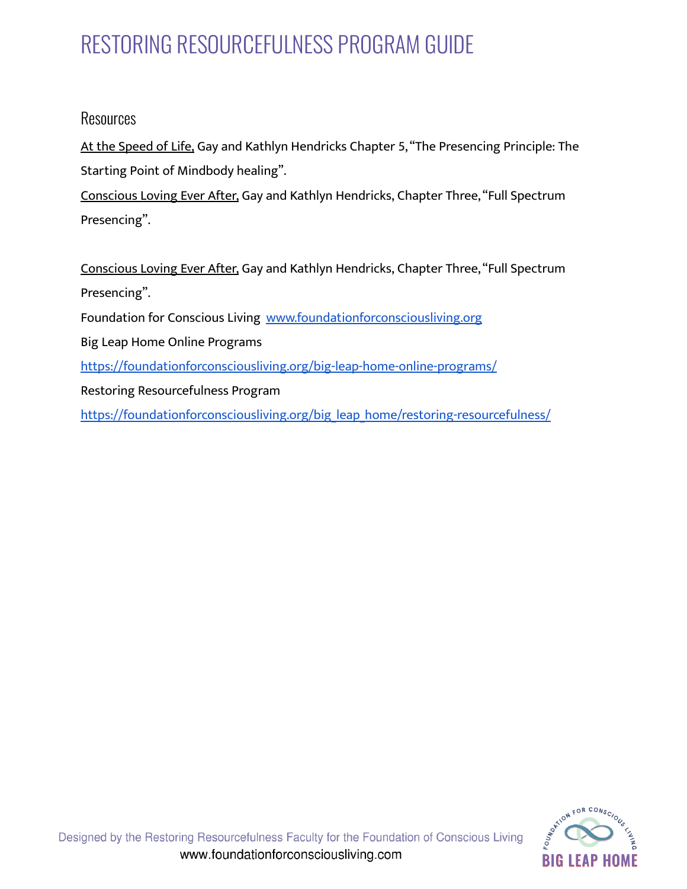## Resources

<u>At the Speed of Life,</u> Gay and Kathlyn Hendricks Chapter 5, "The Presencing Principle: The Starting Point of Mindbody healing".

<u>Conscious Loving Ever After,</u> Gay and Kathlyn Hendricks, Chapter Three, "Full Spectrum Presencing".

<u>Conscious Loving Ever After,</u> Gay and Kathlyn Hendricks, Chapter Three, "Full Spectrum Presencing".

Foundation for Conscious Living [www.foundationforconsciousliving.org](www.foundationforconsciousliving.org)

Big Leap Home Online Programs

[https://foundationforconsciousliving.org/big-leap-home-online-programs/](https://foundationforconsciousliving.org/big-leap-home-online-programs/)

Restoring Resourcefulness Program

[https://foundationforconsciousliving.org/big_leap_home/restoring-resourcefulness/](https://foundationforconsciousliving.org/big_leap_home/restoring-resourcefulness/)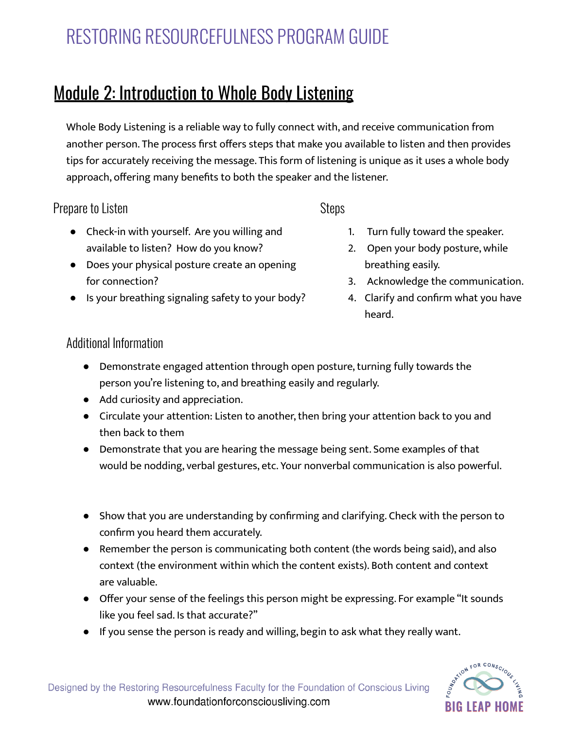## Module 2: Introduction to Whole Body Listening

Whole Body Listening is a reliable way to fully connect with, and receive communication from another person. The process first offers steps that make you available to listen and then provides tips for accurately receiving the message. This form of listening is unique as it uses a whole body approach, offering many benefits to both the speaker and the listener.

### Prepare to Listen

- Check-in with yourself. Are you willing and available to listen? How do you know?
- Does your physical posture create an opening for connection?
- Is your breathing signaling safety to your body?

### Steps

1. Turn fully toward the speaker.
2. Open your body posture, while breathing easily.
3. Acknowledge the communication.
4. Clarify and confirm what you have heard.

### Additional Information

- Demonstrate engaged attention through open posture, turning fully towards the person you're listening to, and breathing easily and regularly.
- Add curiosity and appreciation.
- Circulate your attention: Listen to another, then bring your attention back to you and then back to them
- Demonstrate that you are hearing the message being sent. Some examples of that would be nodding, verbal gestures, etc. Your nonverbal communication is also powerful.

- Show that you are understanding by confirming and clarifying. Check with the person to confirm you heard them accurately.
- Remember the person is communicating both content (the words being said), and also context (the environment within which the content exists). Both content and context are valuable.
- Offer your sense of the feelings this person might be expressing. For example "It sounds like you feel sad. Is that accurate?"
- If you sense the person is ready and willing, begin to ask what they really want.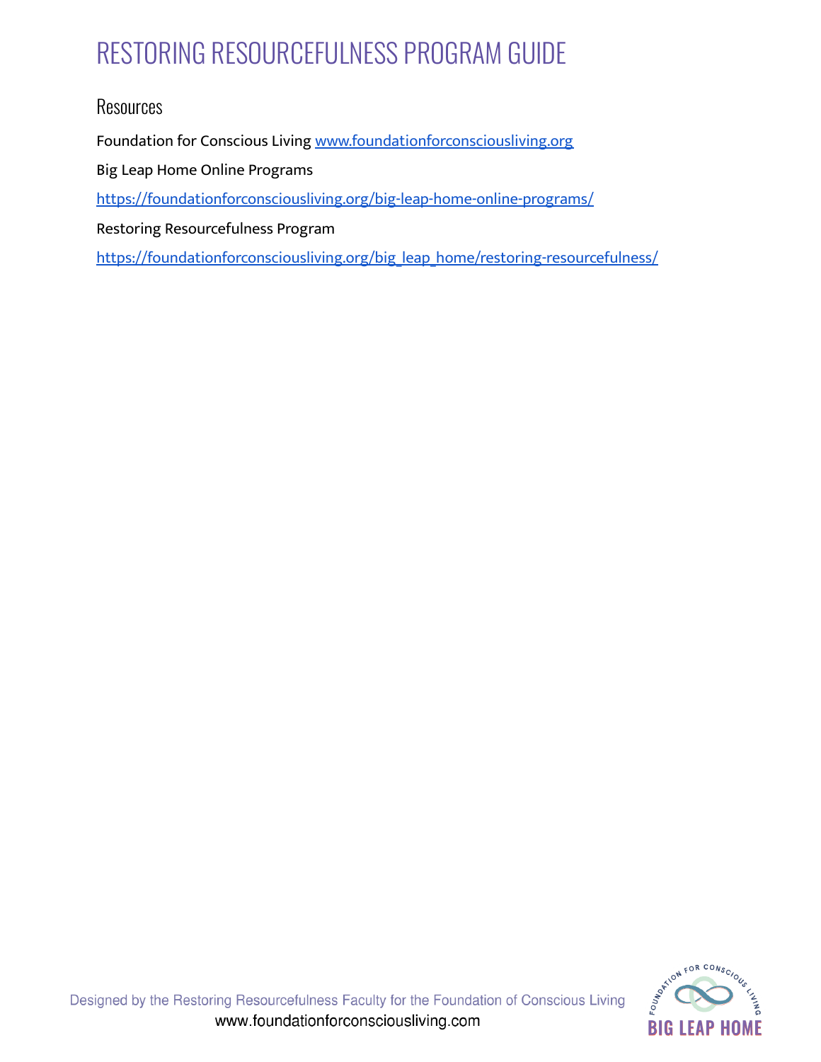# RESTORING RESOURCEFULNESS PROGRAM GUIDE

## Resources

Foundation for Conscious Living www.foundationforconsciousliving.org

Big Leap Home Online Programs

https://foundationforconsciousliving.org/big-leap-home-online-programs/

Restoring Resourcefulness Program

https://foundationforconsciousliving.org/big_leap_home/restoring-resourcefulness/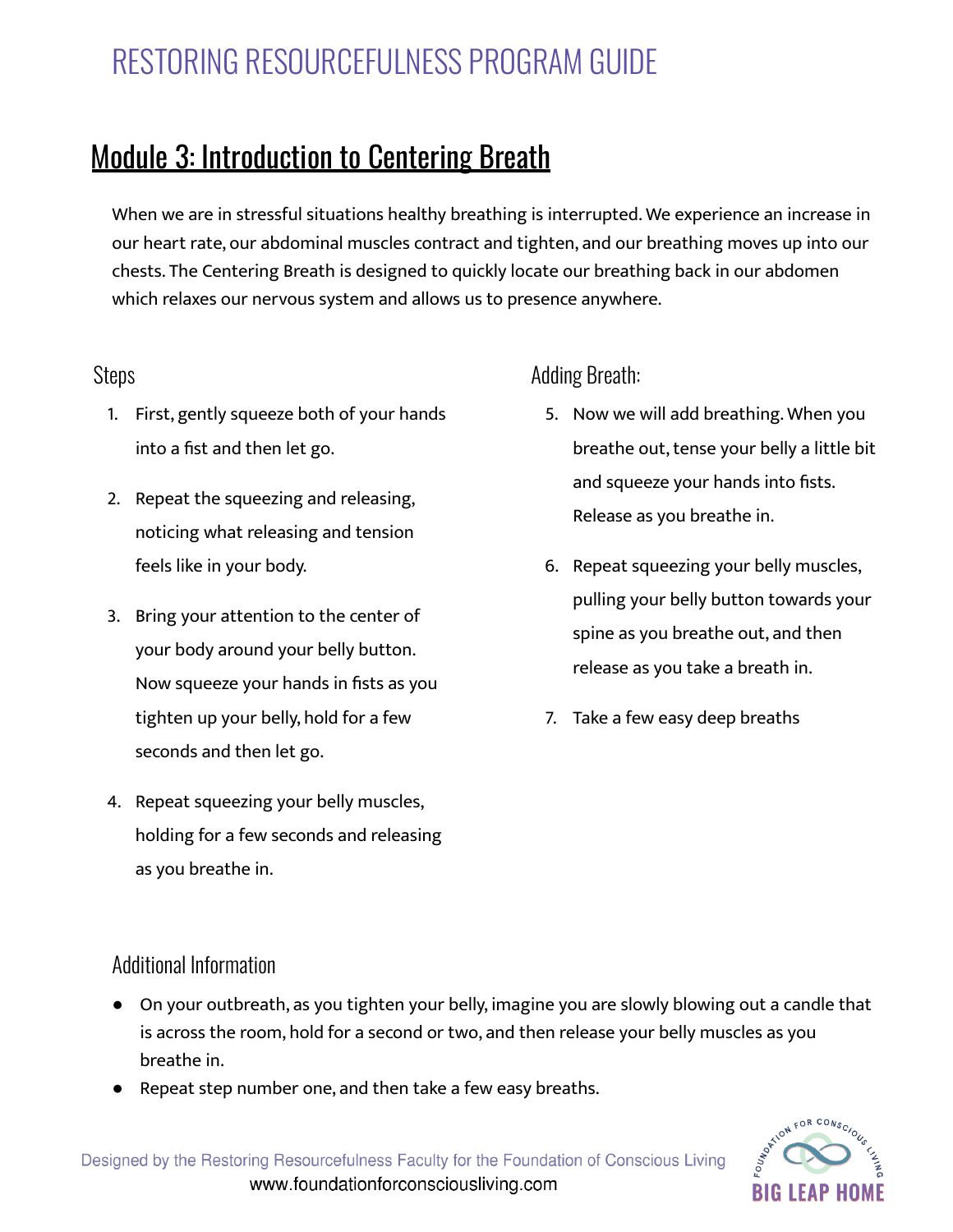# RESTORING RESOURCEFULNESS PROGRAM GUIDE

## Module 3: Introduction to Centering Breath

When we are in stressful situations healthy breathing is interrupted. We experience an increase in our heart rate, our abdominal muscles contract and tighten, and our breathing moves up into our chests. The Centering Breath is designed to quickly locate our breathing back in our abdomen which relaxes our nervous system and allows us to presence anywhere.

### Steps

1. First, gently squeeze both of your hands into a fist and then let go.
2. Repeat the squeezing and releasing, noticing what releasing and tension feels like in your body.
3. Bring your attention to the center of your body around your belly button. Now squeeze your hands in fists as you tighten up your belly, hold for a few seconds and then let go.
4. Repeat squeezing your belly muscles, holding for a few seconds and releasing as you breathe in.

### Adding Breath:

5. Now we will add breathing. When you breathe out, tense your belly a little bit and squeeze your hands into fists. Release as you breathe in.
6. Repeat squeezing your belly muscles, pulling your belly button towards your spine as you breathe out, and then release as you take a breath in.
7. Take a few easy deep breaths

### Additional Information

- On your outbreath, as you tighten your belly, imagine you are slowly blowing out a candle that is across the room, hold for a second or two, and then release your belly muscles as you breathe in.
- Repeat step number one, and then take a few easy breaths.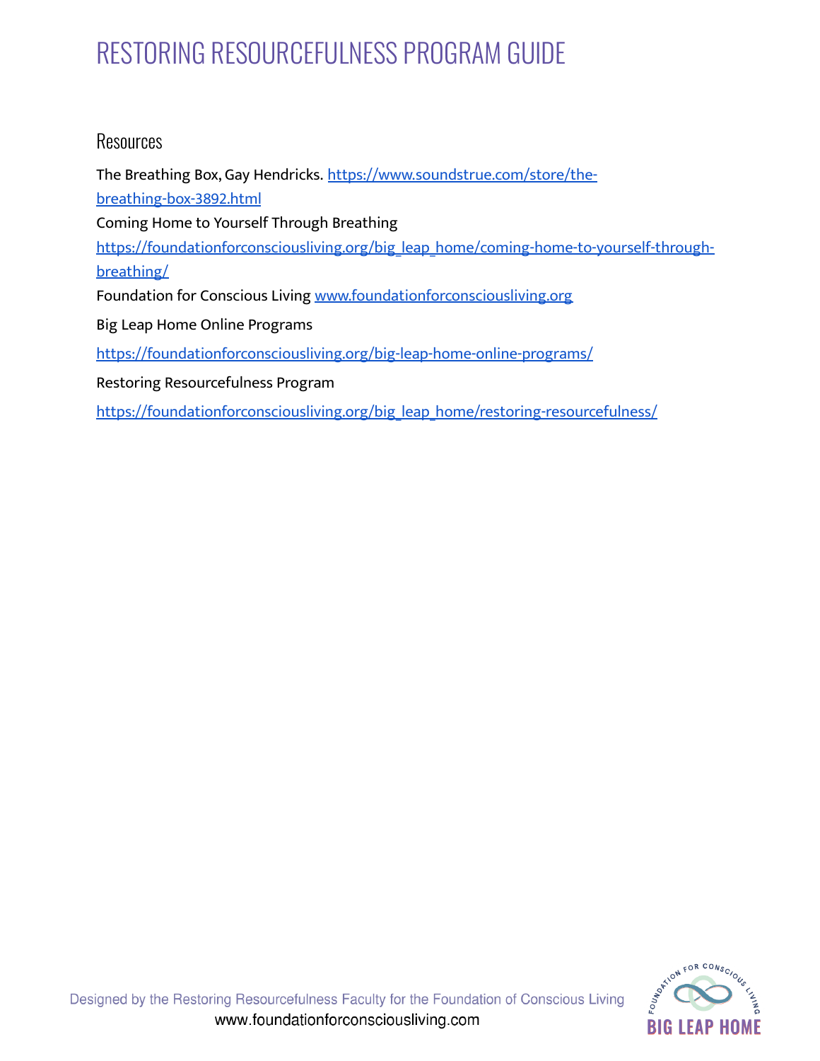## Resources

The Breathing Box, Gay Hendricks. https://www.soundstrue.com/store/the-breathing-box-3892.html

Coming Home to Yourself Through Breathing

https://foundationforconsciousliving.org/big_leap_home/coming-home-to-yourself-through-breathing/

Foundation for Conscious Living www.foundationforconsciousliving.org

Big Leap Home Online Programs

https://foundationforconsciousliving.org/big-leap-home-online-programs/

Restoring Resourcefulness Program

https://foundationforconsciousliving.org/big_leap_home/restoring-resourcefulness/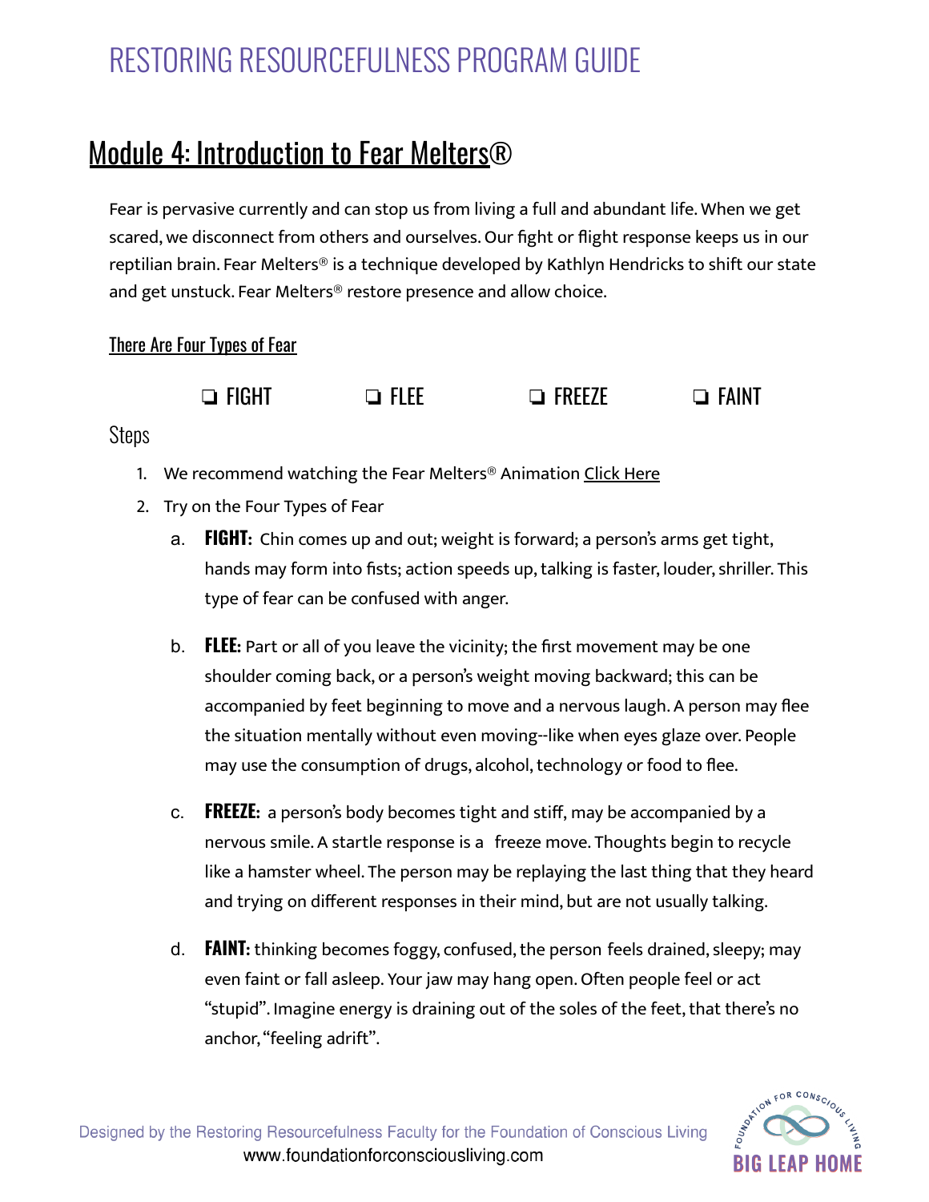# RESTORING RESOURCEFULNESS PROGRAM GUIDE

## Module 4: Introduction to Fear Melters®

Fear is pervasive currently and can stop us from living a full and abundant life. When we get scared, we disconnect from others and ourselves. Our fight or flight response keeps us in our reptilian brain. Fear Melters® is a technique developed by Kathlyn Hendricks to shift our state and get unstuck. Fear Melters® restore presence and allow choice.

### There Are Four Types of Fear

❏ FIGHT ❏ FLEE ❏ FREEZE ❏ FAINT

### Steps

1. We recommend watching the Fear Melters® Animation Click Here
2. Try on the Four Types of Fear
   a. **FIGHT:** Chin comes up and out; weight is forward; a person's arms get tight, hands may form into fists; action speeds up, talking is faster, louder, shriller. This type of fear can be confused with anger.

   b. **FLEE:** Part or all of you leave the vicinity; the first movement may be one shoulder coming back, or a person's weight moving backward; this can be accompanied by feet beginning to move and a nervous laugh. A person may flee the situation mentally without even moving--like when eyes glaze over. People may use the consumption of drugs, alcohol, technology or food to flee.

   c. **FREEZE:** a person's body becomes tight and stiff, may be accompanied by a nervous smile. A startle response is a freeze move. Thoughts begin to recycle like a hamster wheel. The person may be replaying the last thing that they heard and trying on different responses in their mind, but are not usually talking.

   d. **FAINT:** thinking becomes foggy, confused, the person feels drained, sleepy; may even faint or fall asleep. Your jaw may hang open. Often people feel or act "stupid". Imagine energy is draining out of the soles of the feet, that there's no anchor, "feeling adrift".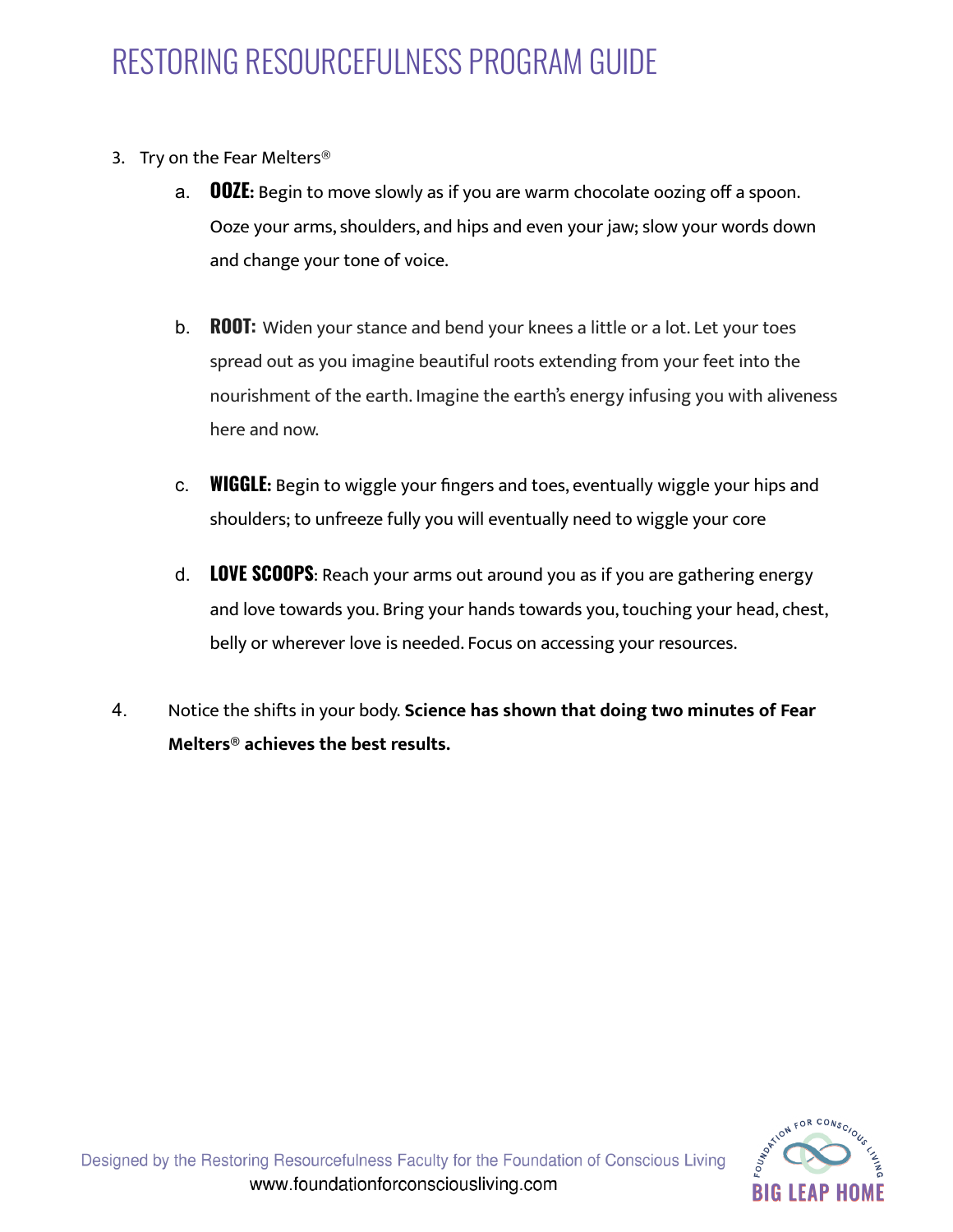3. Try on the Fear Melters®
   a. **OOZE:** Begin to move slowly as if you are warm chocolate oozing off a spoon. Ooze your arms, shoulders, and hips and even your jaw; slow your words down and change your tone of voice.

   b. **ROOT:** Widen your stance and bend your knees a little or a lot. Let your toes spread out as you imagine beautiful roots extending from your feet into the nourishment of the earth. Imagine the earth's energy infusing you with aliveness here and now.

   c. **WIGGLE:** Begin to wiggle your fingers and toes, eventually wiggle your hips and shoulders; to unfreeze fully you will eventually need to wiggle your core

   d. **LOVE SCOOPS**: Reach your arms out around you as if you are gathering energy and love towards you. Bring your hands towards you, touching your head, chest, belly or wherever love is needed. Focus on accessing your resources.

4. Notice the shifts in your body. **Science has shown that doing two minutes of Fear Melters® achieves the best results.**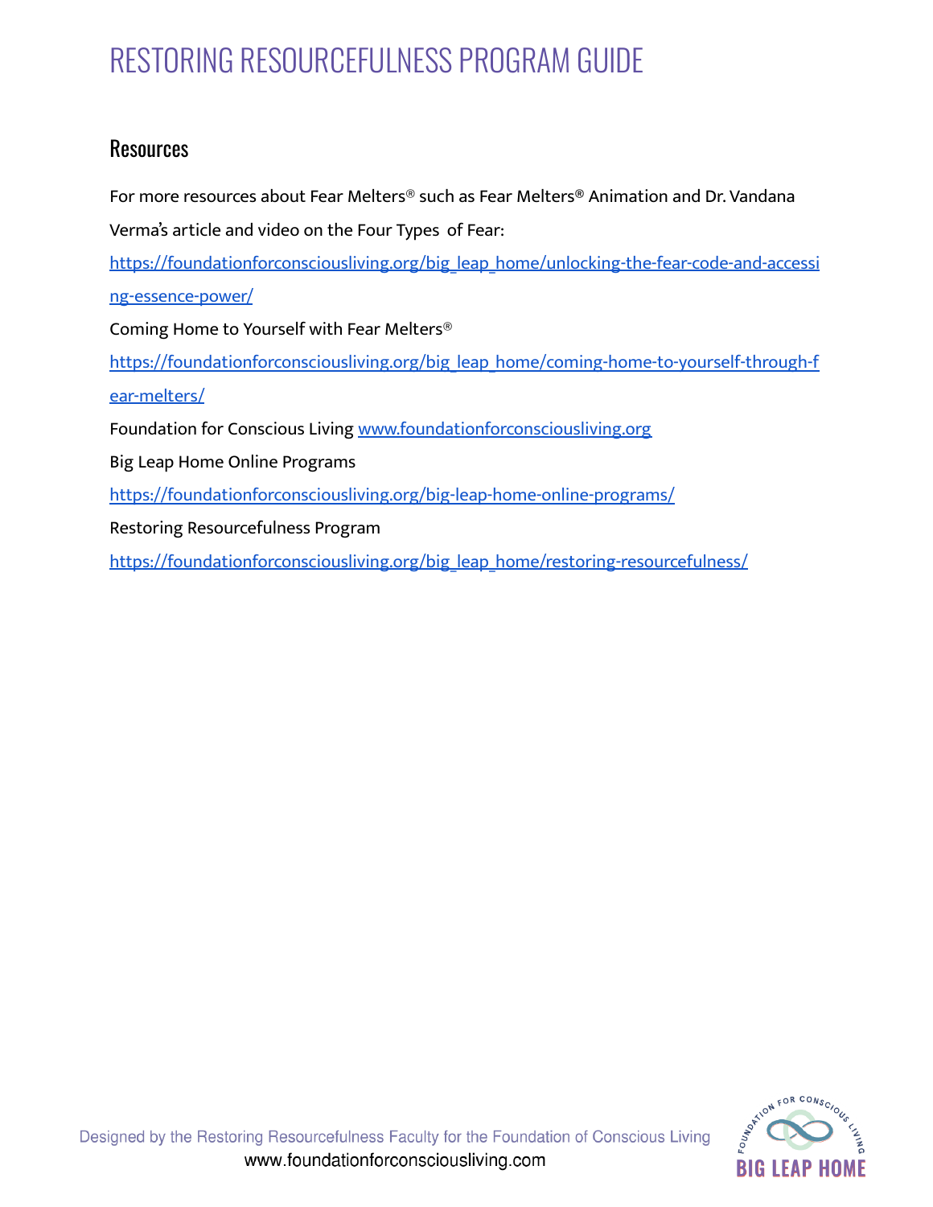## Resources

For more resources about Fear Melters® such as Fear Melters® Animation and Dr. Vandana Verma's article and video on the Four Types of Fear: https://foundationforconsciousliving.org/big_leap_home/unlocking-the-fear-code-and-accessing-essence-power/

Coming Home to Yourself with Fear Melters®
https://foundationforconsciousliving.org/big_leap_home/coming-home-to-yourself-through-fear-melters/

Foundation for Conscious Living www.foundationforconsciousliving.org

Big Leap Home Online Programs
https://foundationforconsciousliving.org/big-leap-home-online-programs/

Restoring Resourcefulness Program
https://foundationforconsciousliving.org/big_leap_home/restoring-resourcefulness/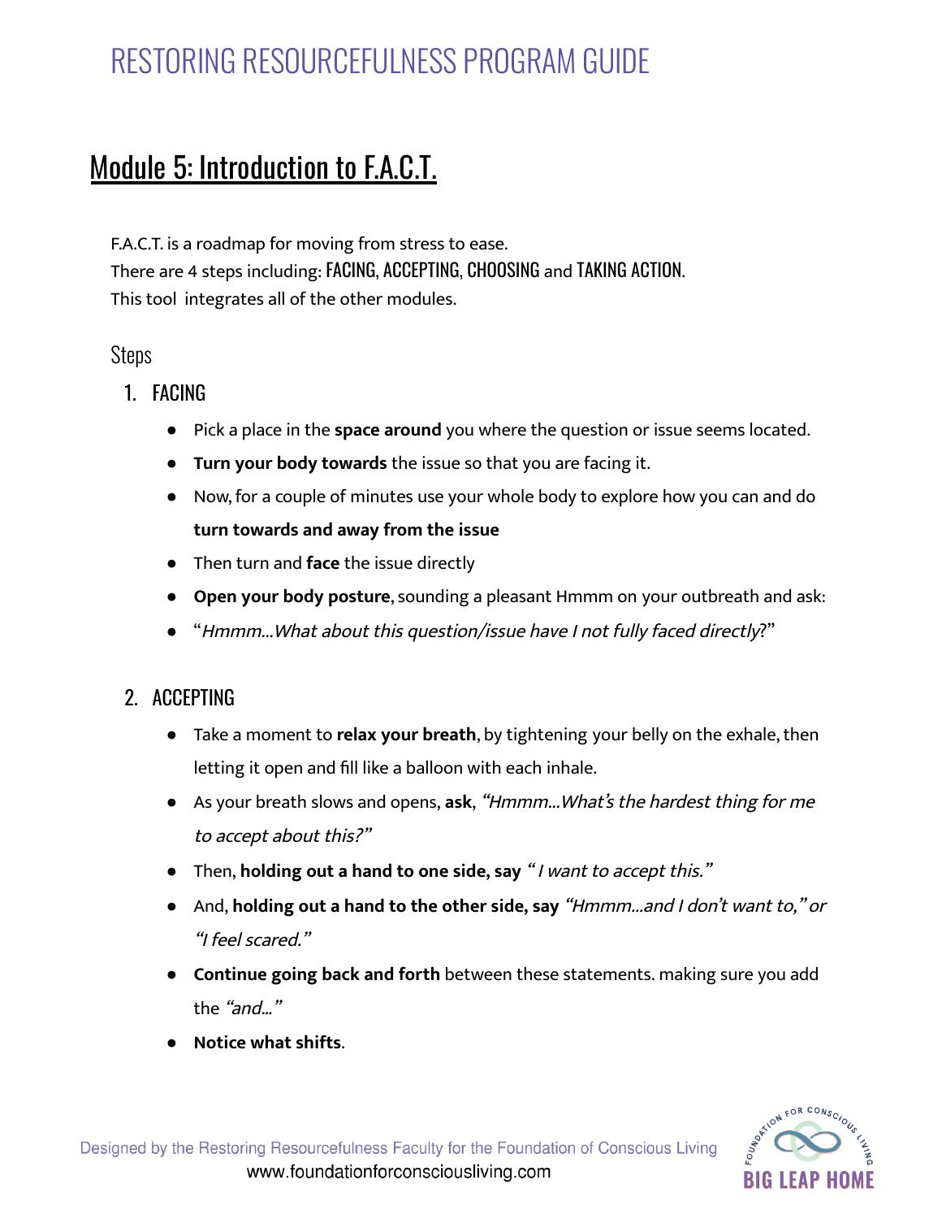# Module 5: Introduction to F.A.C.T.

F.A.C.T. is a roadmap for moving from stress to ease.
There are 4 steps including: FACING, ACCEPTING, CHOOSING and TAKING ACTION.
This tool integrates all of the other modules.

## Steps

1. FACING
   - Pick a place in the **space around** you where the question or issue seems located.
   - **Turn your body towards** the issue so that you are facing it.
   - Now, for a couple of minutes use your whole body to explore how you can and do **turn towards and away from the issue**
   - Then turn and **face** the issue directly
   - **Open your body posture**, sounding a pleasant Hmmm on your outbreath and ask:
   - "*Hmmm...What about this question/issue have I not fully faced directly*?"

2. ACCEPTING
   - Take a moment to **relax your breath**, by tightening your belly on the exhale, then letting it open and fill like a balloon with each inhale.
   - As your breath slows and opens, **ask**, *"Hmmm...What's the hardest thing for me to accept about this?"*
   - Then, **holding out a hand to one side, say** *" I want to accept this."*
   - And, **holding out a hand to the other side, say** *"Hmmm...and I don't want to," or "I feel scared."*
   - **Continue going back and forth** between these statements. making sure you add the *"and..."*
   - **Notice what shifts**.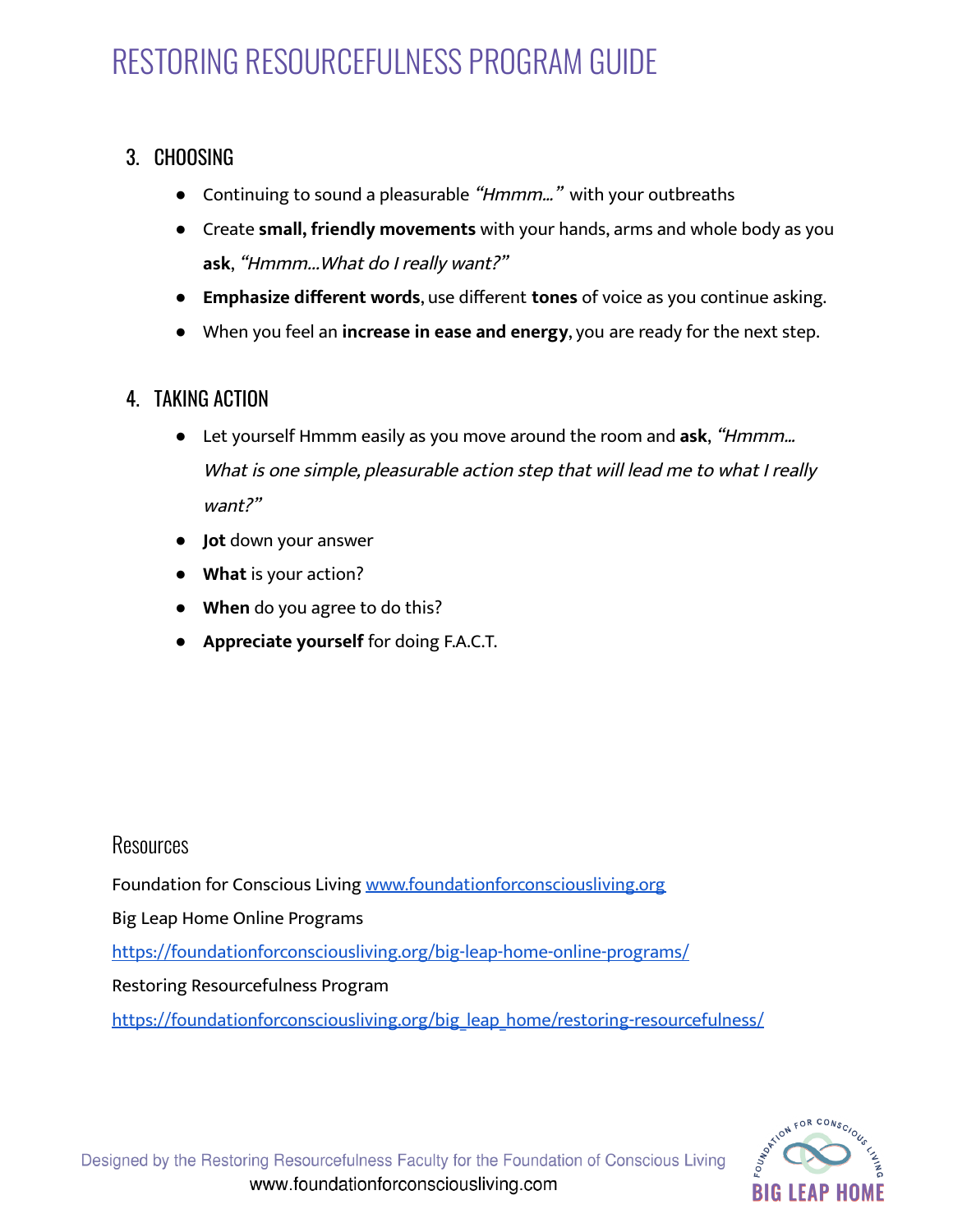3. CHOOSING

- Continuing to sound a pleasurable *"Hmmm…"* with your outbreaths
- Create **small, friendly movements** with your hands, arms and whole body as you **ask**, *"Hmmm…What do I really want?"*
- **Emphasize different words**, use different **tones** of voice as you continue asking.
- When you feel an **increase in ease and energy**, you are ready for the next step.

4. TAKING ACTION

- Let yourself Hmmm easily as you move around the room and **ask**, *"Hmmm… What is one simple, pleasurable action step that will lead me to what I really want?"*
- **Jot** down your answer
- **What** is your action?
- **When** do you agree to do this?
- **Appreciate yourself** for doing F.A.C.T.

## Resources

Foundation for Conscious Living www.foundationforconsciousliving.org

Big Leap Home Online Programs

https://foundationforconsciousliving.org/big-leap-home-online-programs/

Restoring Resourcefulness Program

https://foundationforconsciousliving.org/big_leap_home/restoring-resourcefulness/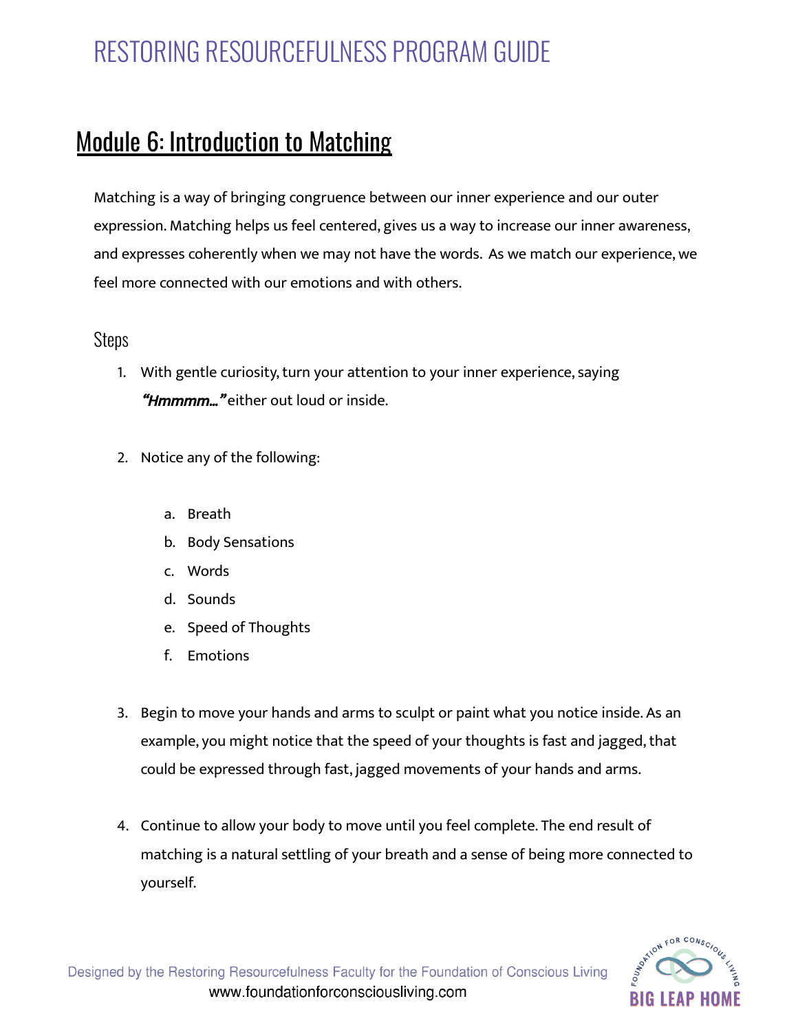## Module 6: Introduction to Matching

Matching is a way of bringing congruence between our inner experience and our outer expression. Matching helps us feel centered, gives us a way to increase our inner awareness, and expresses coherently when we may not have the words.  As we match our experience, we feel more connected with our emotions and with others.

### Steps

1. With gentle curiosity, turn your attention to your inner experience, saying ***"Hmmmm…"*** either out loud or inside.

2. Notice any of the following:

    a. Breath
    b. Body Sensations
    c. Words
    d. Sounds
    e. Speed of Thoughts
    f. Emotions

3. Begin to move your hands and arms to sculpt or paint what you notice inside. As an example, you might notice that the speed of your thoughts is fast and jagged, that could be expressed through fast, jagged movements of your hands and arms.

4. Continue to allow your body to move until you feel complete. The end result of matching is a natural settling of your breath and a sense of being more connected to yourself.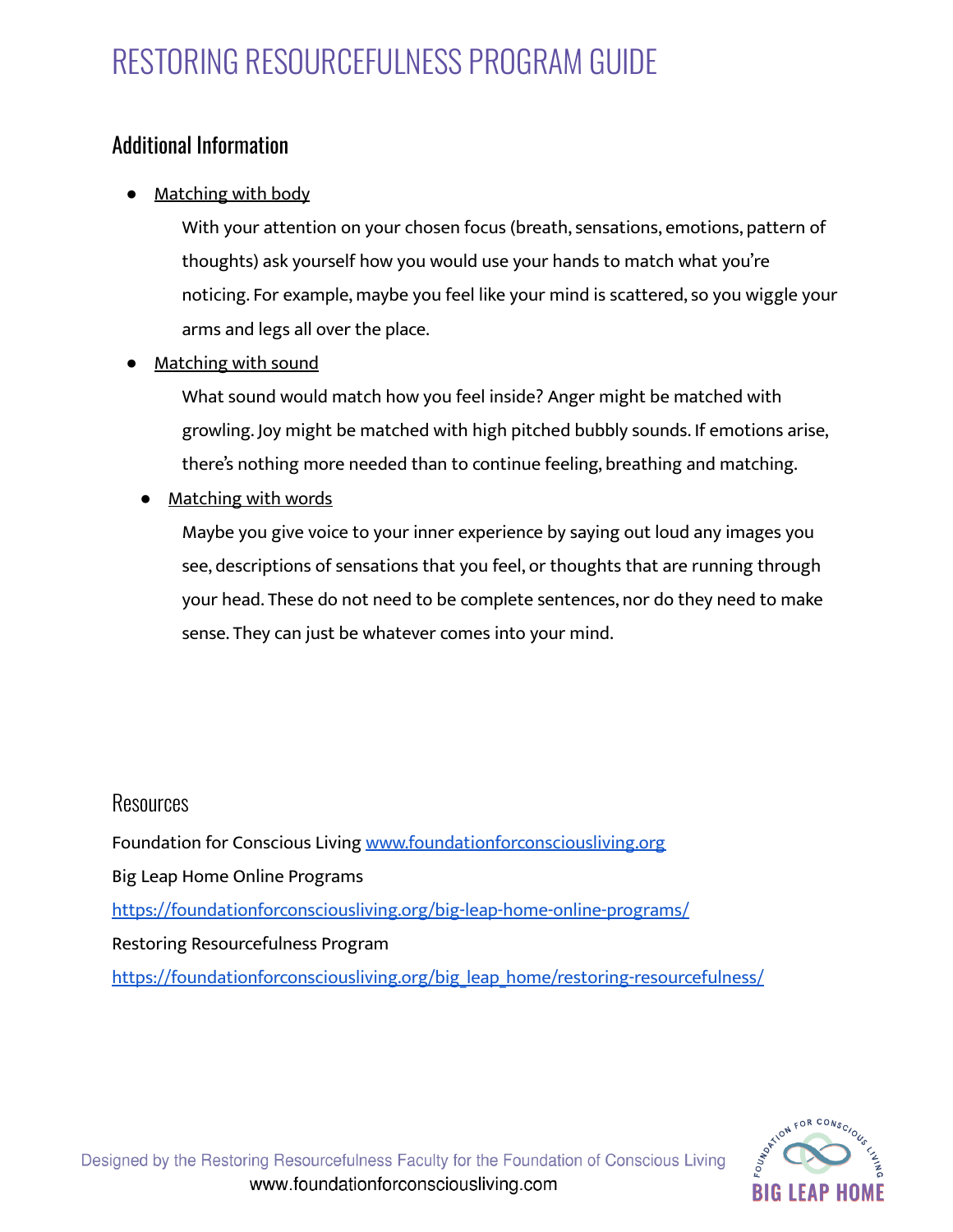## Additional Information

- Matching with body

  With your attention on your chosen focus (breath, sensations, emotions, pattern of thoughts) ask yourself how you would use your hands to match what you're noticing. For example, maybe you feel like your mind is scattered, so you wiggle your arms and legs all over the place.

- Matching with sound

  What sound would match how you feel inside? Anger might be matched with growling. Joy might be matched with high pitched bubbly sounds. If emotions arise, there's nothing more needed than to continue feeling, breathing and matching.

- Matching with words

  Maybe you give voice to your inner experience by saying out loud any images you see, descriptions of sensations that you feel, or thoughts that are running through your head. These do not need to be complete sentences, nor do they need to make sense. They can just be whatever comes into your mind.

## Resources

Foundation for Conscious Living www.foundationforconsciousliving.org

Big Leap Home Online Programs

https://foundationforconsciousliving.org/big-leap-home-online-programs/

Restoring Resourcefulness Program

https://foundationforconsciousliving.org/big_leap_home/restoring-resourcefulness/